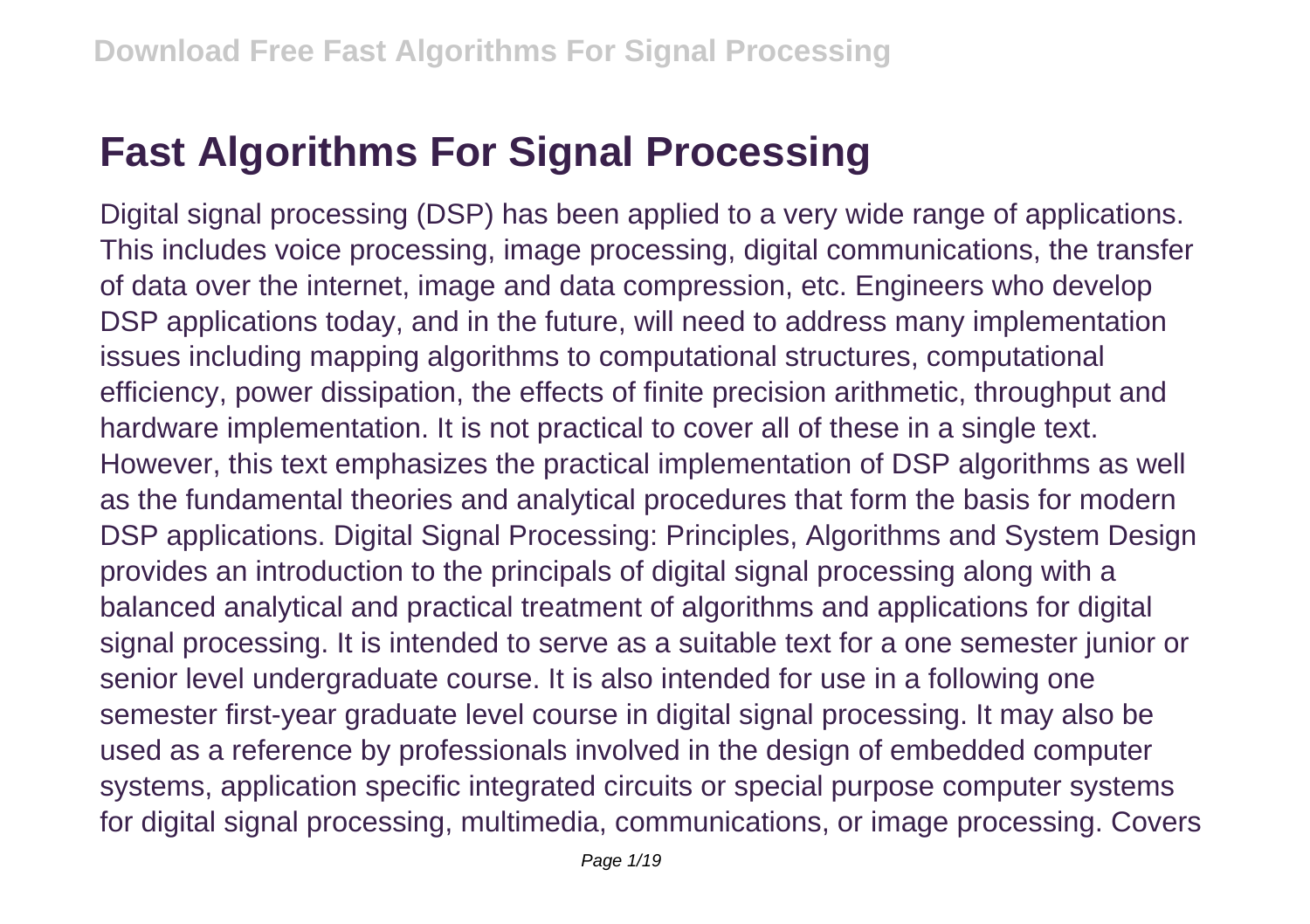# Fast Algorithms For Signal Processing

Digital signal processing (DSP) has been applied to a very wide range of applications. This includes voice processing, image processing, digital communications, the transfer of data over the internet, image and data compression, etc. Engineers who develop DSP applications today, and in the future, will need to address many implementation issues including mapping algorithms to computational structures, computational efficiency, power dissipation, the effects of finite precision arithmetic, throughput and hardware implementation. It is not practical to cover all of these in a single text. However, this text emphasizes the practical implementation of DSP algorithms as well as the fundamental theories and analytical procedures that form the basis for modern DSP applications. Digital Signal Processing: Principles, Algorithms and System Design provides an introduction to the principals of digital signal processing along with a balanced analytical and practical treatment of algorithms and applications for digital signal processing. It is intended to serve as a suitable text for a one semester junior or senior level undergraduate course. It is also intended for use in a following one semester first-year graduate level course in digital signal processing. It may also be used as a reference by professionals involved in the design of embedded computer systems, application specific integrated circuits or special purpose computer systems for digital signal processing, multimedia, communications, or image processing. Covers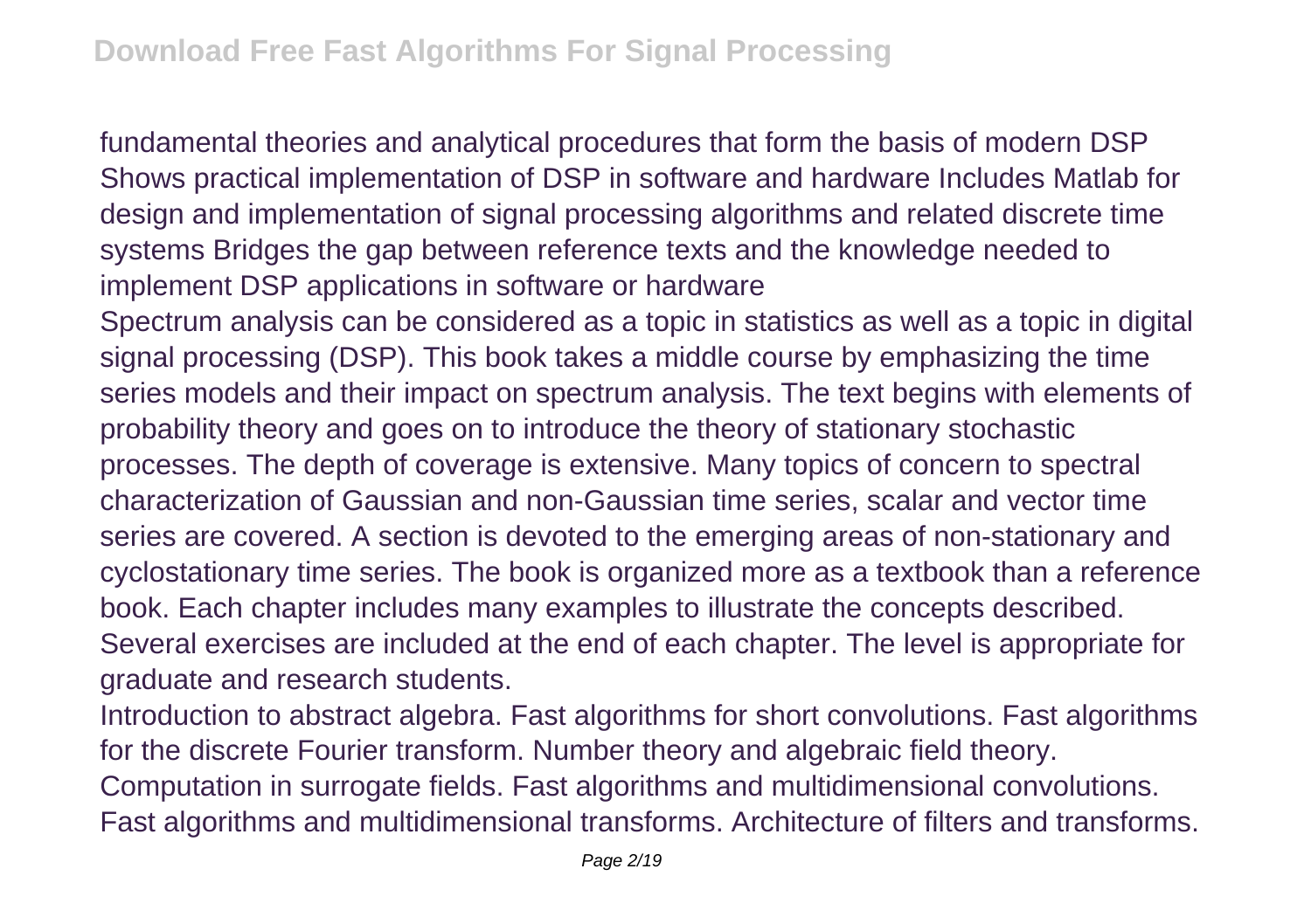fundamental theories and analytical procedures that form the basis of modern DSP Shows practical implementation of DSP in software and hardware Includes Matlab for design and implementation of signal processing algorithms and related discrete time systems Bridges the gap between reference texts and the knowledge needed to implement DSP applications in software or hardware

Spectrum analysis can be considered as a topic in statistics as well as a topic in digital signal processing (DSP). This book takes a middle course by emphasizing the time series models and their impact on spectrum analysis. The text begins with elements of probability theory and goes on to introduce the theory of stationary stochastic processes. The depth of coverage is extensive. Many topics of concern to spectral characterization of Gaussian and non-Gaussian time series, scalar and vector time series are covered. A section is devoted to the emerging areas of non-stationary and cyclostationary time series. The book is organized more as a textbook than a reference book. Each chapter includes many examples to illustrate the concepts described. Several exercises are included at the end of each chapter. The level is appropriate for graduate and research students.

Introduction to abstract algebra. Fast algorithms for short convolutions. Fast algorithms for the discrete Fourier transform. Number theory and algebraic field theory. Computation in surrogate fields. Fast algorithms and multidimensional convolutions. Fast algorithms and multidimensional transforms. Architecture of filters and transforms.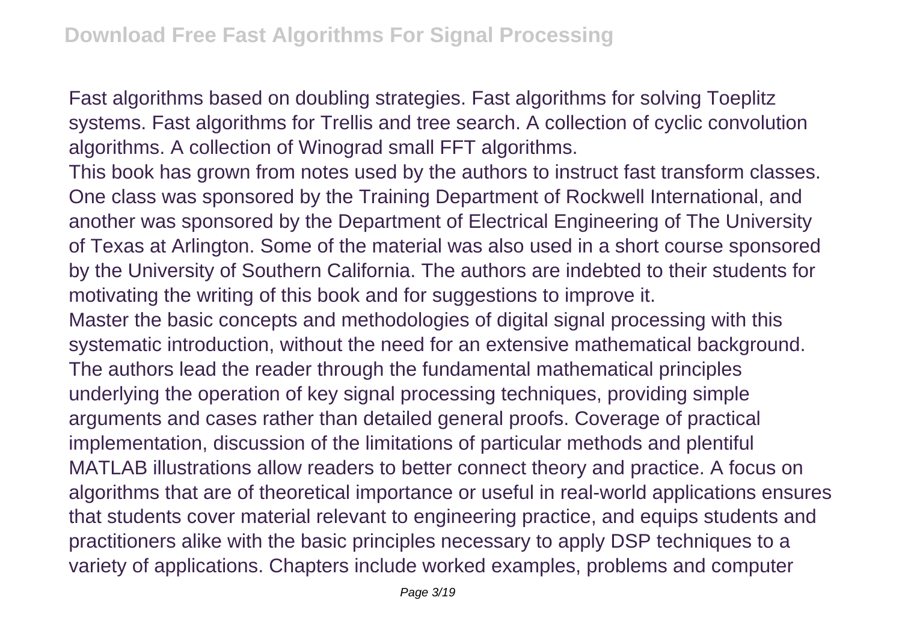Fast algorithms based on doubling strategies. Fast algorithms for solving Toeplitz systems. Fast algorithms for Trellis and tree search. A collection of cyclic convolution algorithms. A collection of Winograd small FFT algorithms.

This book has grown from notes used by the authors to instruct fast transform classes. One class was sponsored by the Training Department of Rockwell International, and another was sponsored by the Department of Electrical Engineering of The University of Texas at Arlington. Some of the material was also used in a short course sponsored by the University of Southern California. The authors are indebted to their students for motivating the writing of this book and for suggestions to improve it.

Master the basic concepts and methodologies of digital signal processing with this systematic introduction, without the need for an extensive mathematical background. The authors lead the reader through the fundamental mathematical principles underlying the operation of key signal processing techniques, providing simple arguments and cases rather than detailed general proofs. Coverage of practical implementation, discussion of the limitations of particular methods and plentiful MATLAB illustrations allow readers to better connect theory and practice. A focus on algorithms that are of theoretical importance or useful in real-world applications ensures that students cover material relevant to engineering practice, and equips students and practitioners alike with the basic principles necessary to apply DSP techniques to a variety of applications. Chapters include worked examples, problems and computer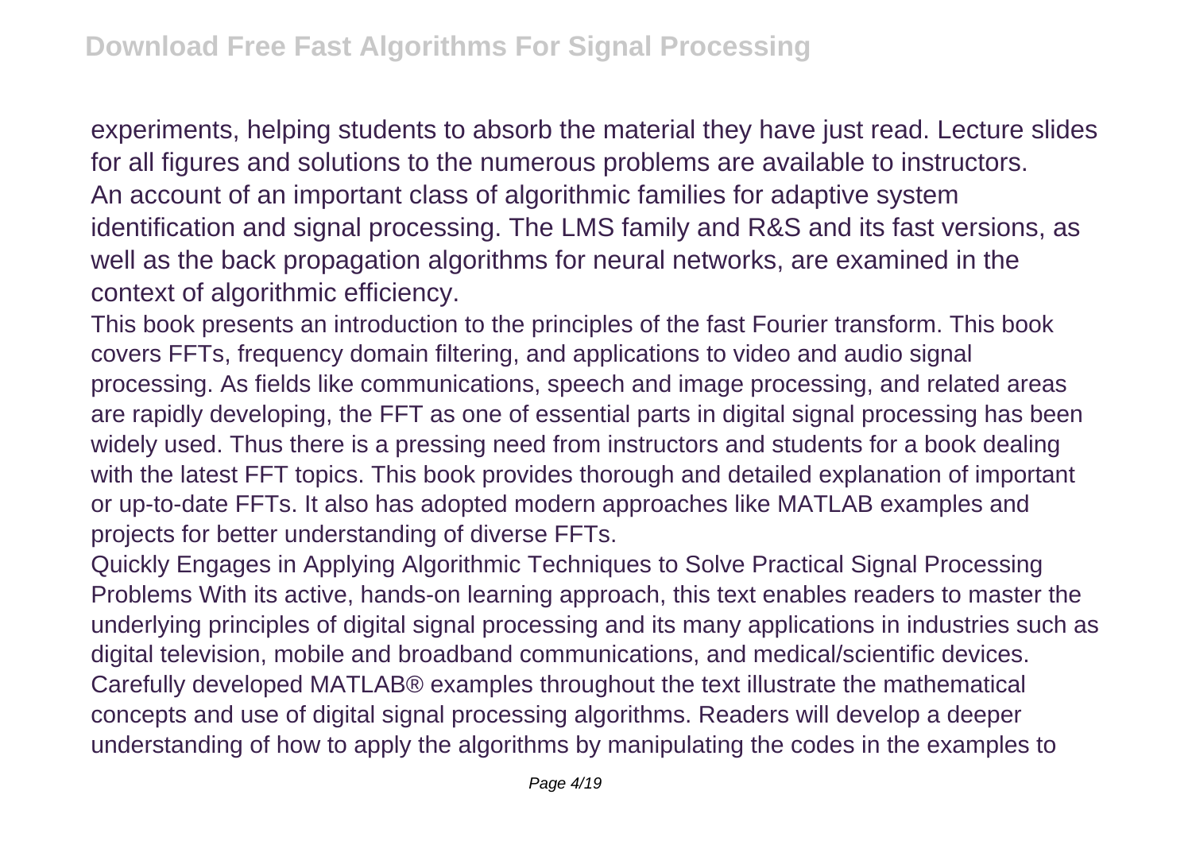experiments, helping students to absorb the material they have just read. Lecture slides for all figures and solutions to the numerous problems are available to instructors.

An account of an important class of algorithmic families for adaptive system identification and signal processing. The LMS family and R&S and its fast versions, as well as the back propagation algorithms for neural networks, are examined in the context of algorithmic efficiency.

This book presents an introduction to the principles of the fast Fourier transform. This book covers FFTs, frequency domain filtering, and applications to video and audio signal processing. As fields like communications, speech and image processing, and related areas are rapidly developing, the FFT as one of essential parts in digital signal processing has been widely used. Thus there is a pressing need from instructors and students for a book dealing with the latest FFT topics. This book provides thorough and detailed explanation of important or up-to-date FFTs. It also has adopted modern approaches like MATLAB examples and projects for better understanding of diverse FFTs.

Quickly Engages in Applying Algorithmic Techniques to Solve Practical Signal Processing Problems With its active, hands-on learning approach, this text enables readers to master the underlying principles of digital signal processing and its many applications in industries such as digital television, mobile and broadband communications, and medical/scientific devices. Carefully developed MATLAB® examples throughout the text illustrate the mathematical concepts and use of digital signal processing algorithms. Readers will develop a deeper understanding of how to apply the algorithms by manipulating the codes in the examples to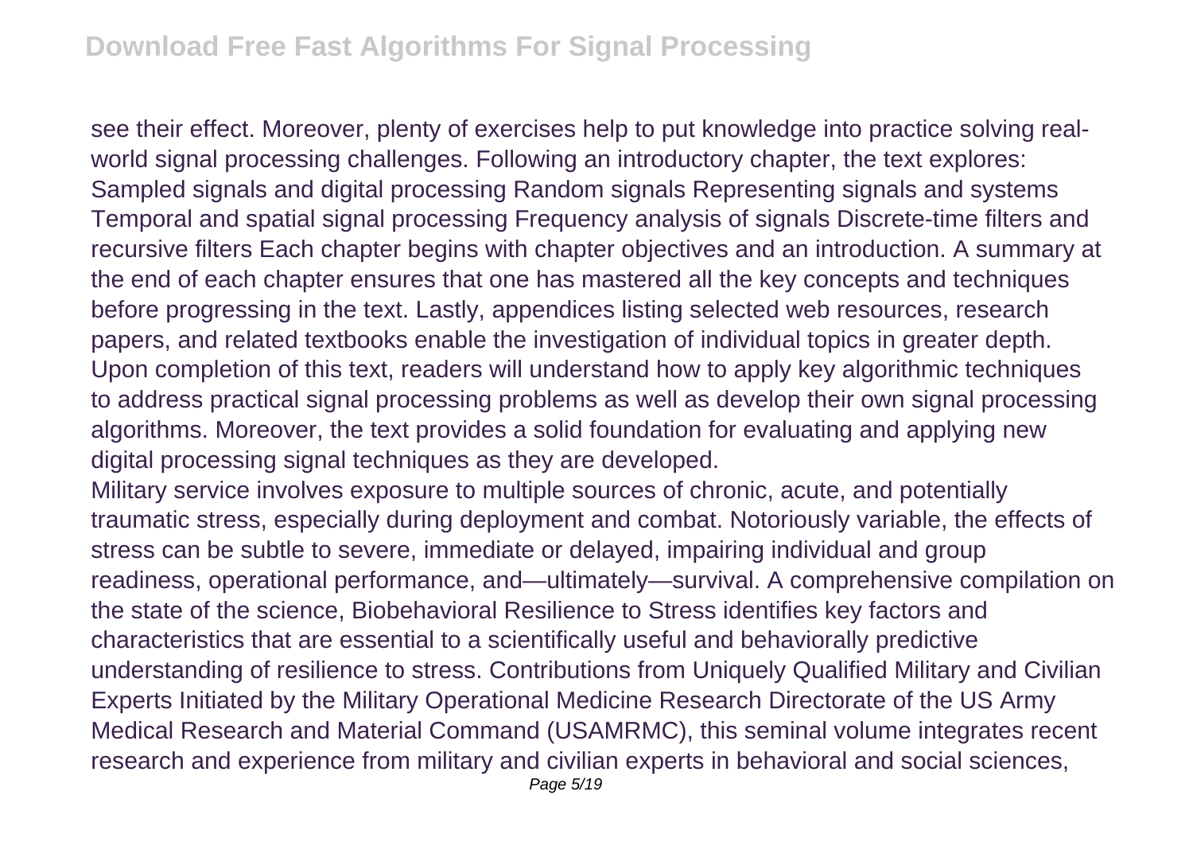see their effect. Moreover, plenty of exercises help to put knowledge into practice solving real-world signal processing challenges. Following an introductory chapter, the text explores: Sampled signals and digital processing Random signals Representing signals and systems Temporal and spatial signal processing Frequency analysis of signals Discrete-time filters and recursive filters Each chapter begins with chapter objectives and an introduction. A summary at the end of each chapter ensures that one has mastered all the key concepts and techniques before progressing in the text. Lastly, appendices listing selected web resources, research papers, and related textbooks enable the investigation of individual topics in greater depth. Upon completion of this text, readers will understand how to apply key algorithmic techniques to address practical signal processing problems as well as develop their own signal processing algorithms. Moreover, the text provides a solid foundation for evaluating and applying new digital processing signal techniques as they are developed.

Military service involves exposure to multiple sources of chronic, acute, and potentially traumatic stress, especially during deployment and combat. Notoriously variable, the effects of stress can be subtle to severe, immediate or delayed, impairing individual and group readiness, operational performance, and—ultimately—survival. A comprehensive compilation on the state of the science, Biobehavioral Resilience to Stress identifies key factors and characteristics that are essential to a scientifically useful and behaviorally predictive understanding of resilience to stress. Contributions from Uniquely Qualified Military and Civilian Experts Initiated by the Military Operational Medicine Research Directorate of the US Army Medical Research and Material Command (USAMRMC), this seminal volume integrates recent research and experience from military and civilian experts in behavioral and social sciences,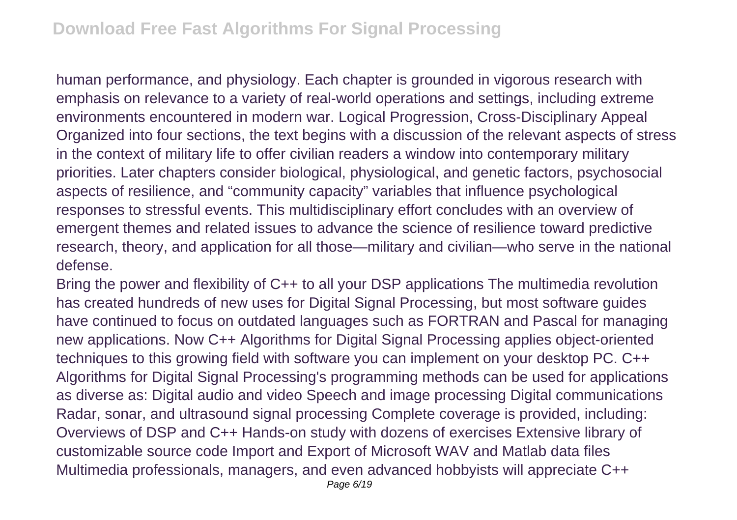human performance, and physiology. Each chapter is grounded in vigorous research with emphasis on relevance to a variety of real-world operations and settings, including extreme environments encountered in modern war. Logical Progression, Cross-Disciplinary Appeal Organized into four sections, the text begins with a discussion of the relevant aspects of stress in the context of military life to offer civilian readers a window into contemporary military priorities. Later chapters consider biological, physiological, and genetic factors, psychosocial aspects of resilience, and "community capacity" variables that influence psychological responses to stressful events. This multidisciplinary effort concludes with an overview of emergent themes and related issues to advance the science of resilience toward predictive research, theory, and application for all those—military and civilian—who serve in the national defense.

Bring the power and flexibility of C++ to all your DSP applications The multimedia revolution has created hundreds of new uses for Digital Signal Processing, but most software guides have continued to focus on outdated languages such as FORTRAN and Pascal for managing new applications. Now C++ Algorithms for Digital Signal Processing applies object-oriented techniques to this growing field with software you can implement on your desktop PC. C++ Algorithms for Digital Signal Processing's programming methods can be used for applications as diverse as: Digital audio and video Speech and image processing Digital communications Radar, sonar, and ultrasound signal processing Complete coverage is provided, including: Overviews of DSP and C++ Hands-on study with dozens of exercises Extensive library of customizable source code Import and Export of Microsoft WAV and Matlab data files Multimedia professionals, managers, and even advanced hobbyists will appreciate C++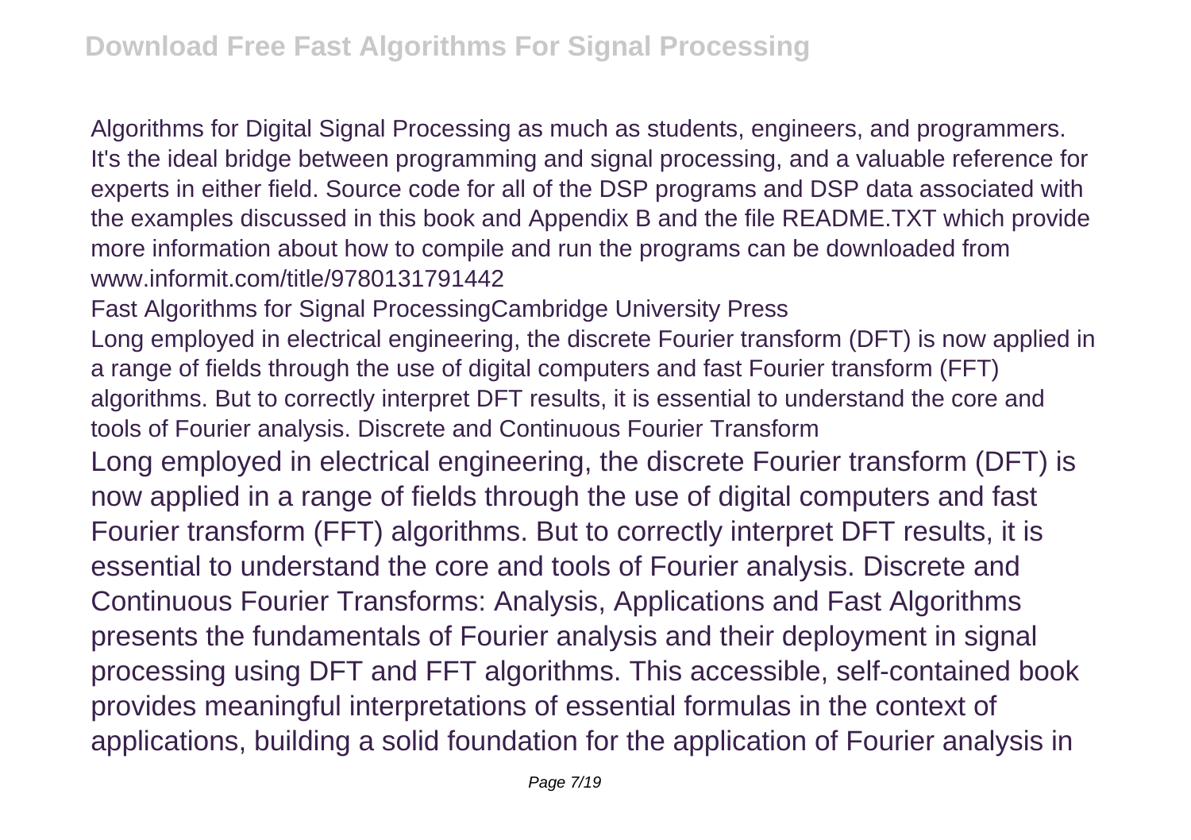Algorithms for Digital Signal Processing as much as students, engineers, and programmers. It's the ideal bridge between programming and signal processing, and a valuable reference for experts in either field. Source code for all of the DSP programs and DSP data associated with the examples discussed in this book and Appendix B and the file README.TXT which provide more information about how to compile and run the programs can be downloaded from www.informit.com/title/9780131791442

Fast Algorithms for Signal ProcessingCambridge University Press

Long employed in electrical engineering, the discrete Fourier transform (DFT) is now applied in a range of fields through the use of digital computers and fast Fourier transform (FFT) algorithms. But to correctly interpret DFT results, it is essential to understand the core and tools of Fourier analysis. Discrete and Continuous Fourier Transform

Long employed in electrical engineering, the discrete Fourier transform (DFT) is now applied in a range of fields through the use of digital computers and fast Fourier transform (FFT) algorithms. But to correctly interpret DFT results, it is essential to understand the core and tools of Fourier analysis. Discrete and Continuous Fourier Transforms: Analysis, Applications and Fast Algorithms presents the fundamentals of Fourier analysis and their deployment in signal processing using DFT and FFT algorithms. This accessible, self-contained book provides meaningful interpretations of essential formulas in the context of applications, building a solid foundation for the application of Fourier analysis in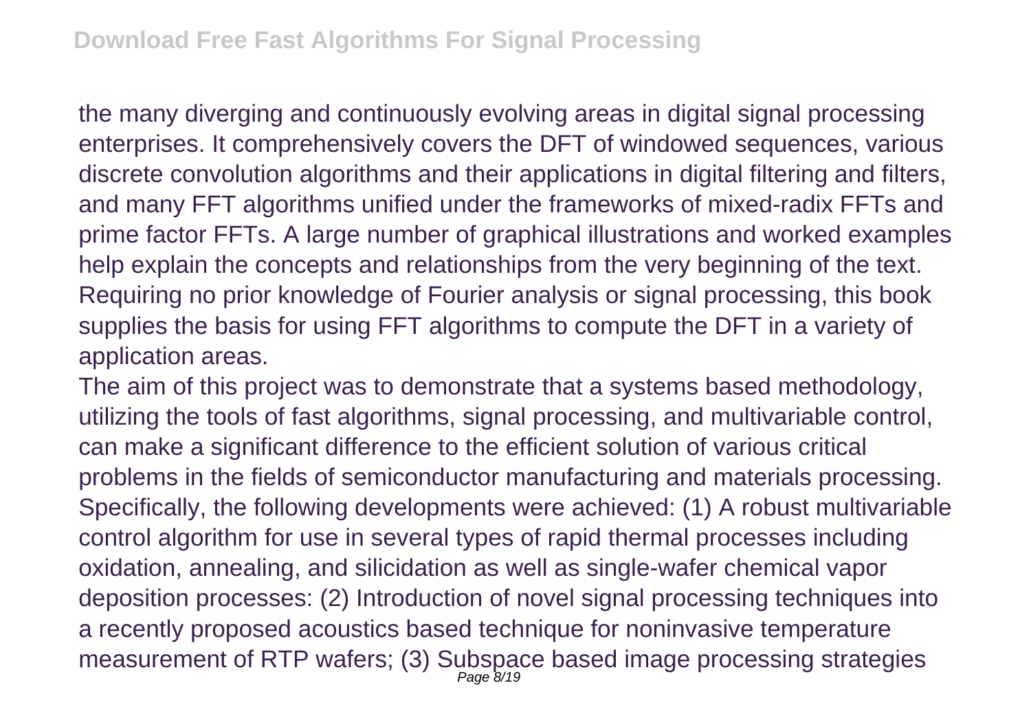the many diverging and continuously evolving areas in digital signal processing enterprises. It comprehensively covers the DFT of windowed sequences, various discrete convolution algorithms and their applications in digital filtering and filters, and many FFT algorithms unified under the frameworks of mixed-radix FFTs and prime factor FFTs. A large number of graphical illustrations and worked examples help explain the concepts and relationships from the very beginning of the text. Requiring no prior knowledge of Fourier analysis or signal processing, this book supplies the basis for using FFT algorithms to compute the DFT in a variety of application areas.

The aim of this project was to demonstrate that a systems based methodology, utilizing the tools of fast algorithms, signal processing, and multivariable control, can make a significant difference to the efficient solution of various critical problems in the fields of semiconductor manufacturing and materials processing. Specifically, the following developments were achieved: (1) A robust multivariable control algorithm for use in several types of rapid thermal processes including oxidation, annealing, and silicidation as well as single-wafer chemical vapor deposition processes: (2) Introduction of novel signal processing techniques into a recently proposed acoustics based technique for noninvasive temperature measurement of RTP wafers; (3) Subspace based image processing strategies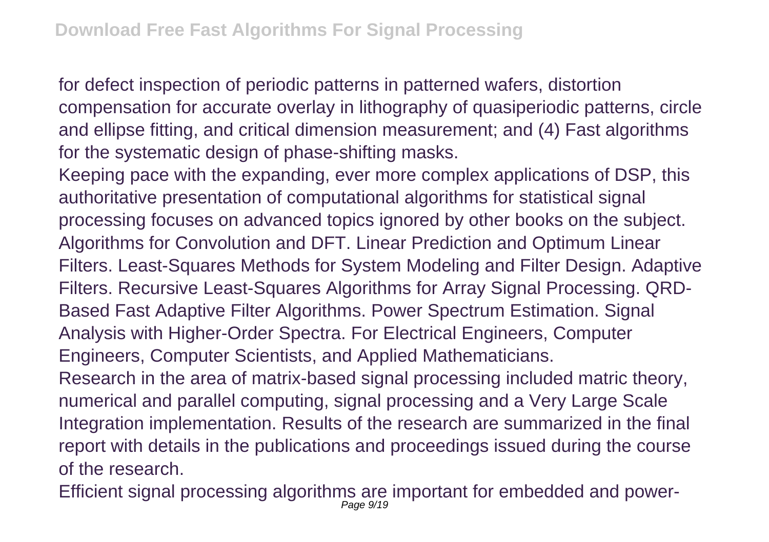for defect inspection of periodic patterns in patterned wafers, distortion compensation for accurate overlay in lithography of quasiperiodic patterns, circle and ellipse fitting, and critical dimension measurement; and (4) Fast algorithms for the systematic design of phase-shifting masks.

Keeping pace with the expanding, ever more complex applications of DSP, this authoritative presentation of computational algorithms for statistical signal processing focuses on advanced topics ignored by other books on the subject. Algorithms for Convolution and DFT. Linear Prediction and Optimum Linear Filters. Least-Squares Methods for System Modeling and Filter Design. Adaptive Filters. Recursive Least-Squares Algorithms for Array Signal Processing. QRD-Based Fast Adaptive Filter Algorithms. Power Spectrum Estimation. Signal Analysis with Higher-Order Spectra. For Electrical Engineers, Computer Engineers, Computer Scientists, and Applied Mathematicians.

Research in the area of matrix-based signal processing included matric theory, numerical and parallel computing, signal processing and a Very Large Scale Integration implementation. Results of the research are summarized in the final report with details in the publications and proceedings issued during the course of the research.

Efficient signal processing algorithms are important for embedded and power-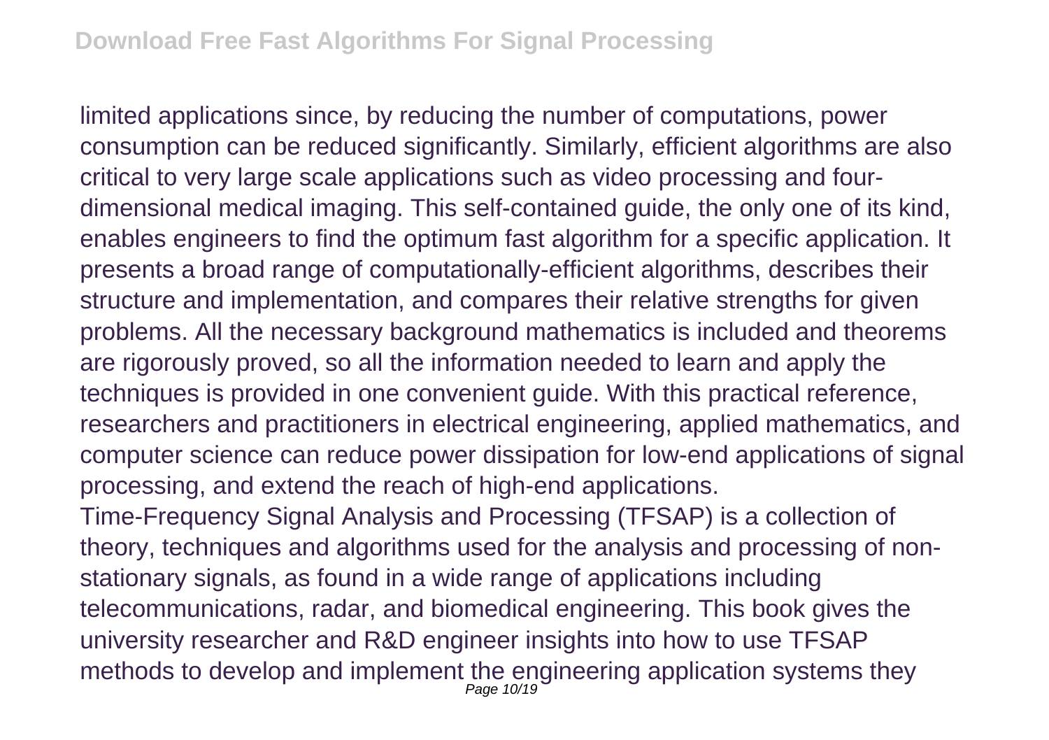limited applications since, by reducing the number of computations, power consumption can be reduced significantly. Similarly, efficient algorithms are also critical to very large scale applications such as video processing and four-dimensional medical imaging. This self-contained guide, the only one of its kind, enables engineers to find the optimum fast algorithm for a specific application. It presents a broad range of computationally-efficient algorithms, describes their structure and implementation, and compares their relative strengths for given problems. All the necessary background mathematics is included and theorems are rigorously proved, so all the information needed to learn and apply the techniques is provided in one convenient guide. With this practical reference, researchers and practitioners in electrical engineering, applied mathematics, and computer science can reduce power dissipation for low-end applications of signal processing, and extend the reach of high-end applications.

Time-Frequency Signal Analysis and Processing (TFSAP) is a collection of theory, techniques and algorithms used for the analysis and processing of non-stationary signals, as found in a wide range of applications including telecommunications, radar, and biomedical engineering. This book gives the university researcher and R&D engineer insights into how to use TFSAP methods to develop and implement the engineering application systems they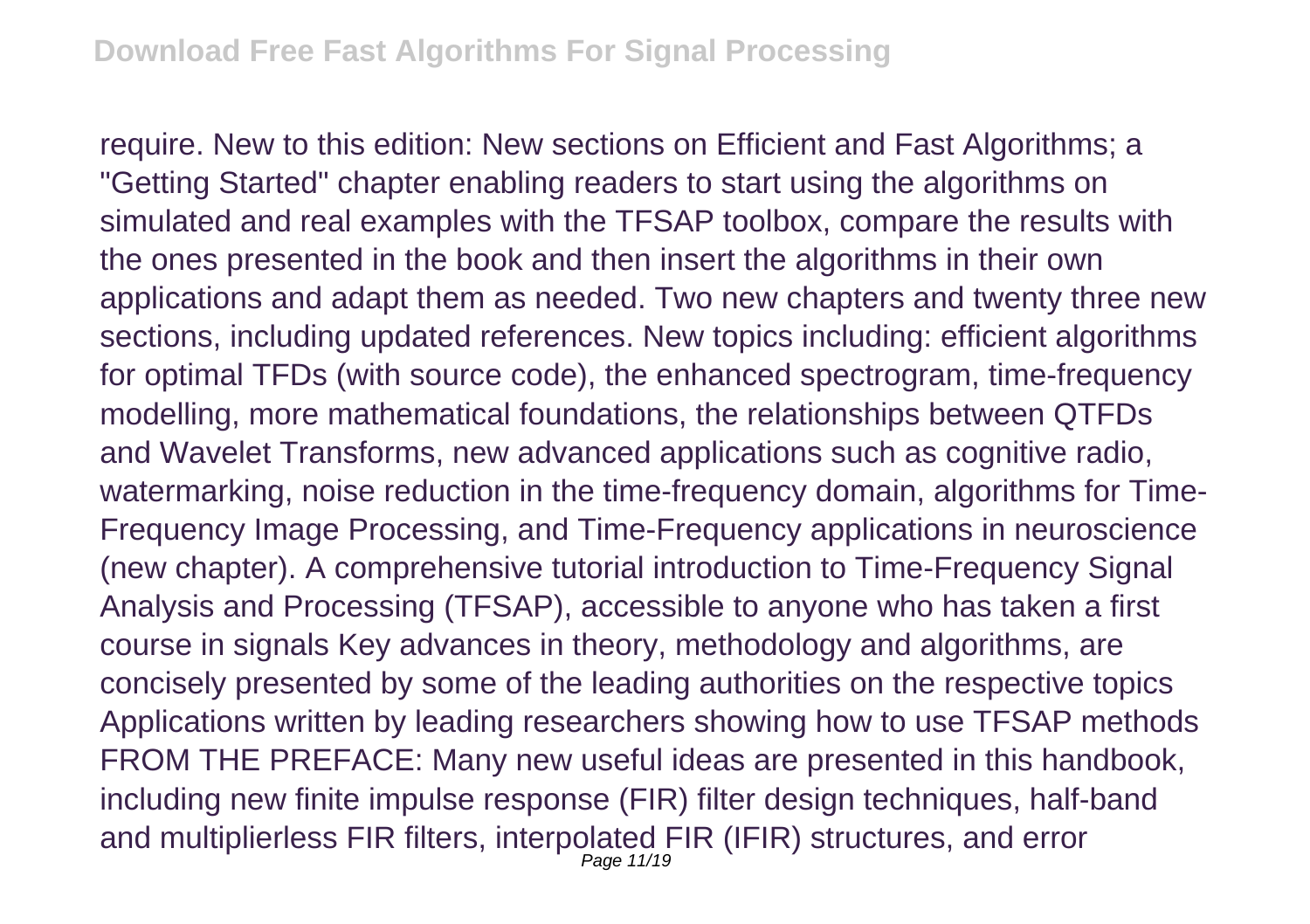require. New to this edition: New sections on Efficient and Fast Algorithms; a "Getting Started" chapter enabling readers to start using the algorithms on simulated and real examples with the TFSAP toolbox, compare the results with the ones presented in the book and then insert the algorithms in their own applications and adapt them as needed. Two new chapters and twenty three new sections, including updated references. New topics including: efficient algorithms for optimal TFDs (with source code), the enhanced spectrogram, time-frequency modelling, more mathematical foundations, the relationships between QTFDs and Wavelet Transforms, new advanced applications such as cognitive radio, watermarking, noise reduction in the time-frequency domain, algorithms for Time-Frequency Image Processing, and Time-Frequency applications in neuroscience (new chapter). A comprehensive tutorial introduction to Time-Frequency Signal Analysis and Processing (TFSAP), accessible to anyone who has taken a first course in signals Key advances in theory, methodology and algorithms, are concisely presented by some of the leading authorities on the respective topics Applications written by leading researchers showing how to use TFSAP methods FROM THE PREFACE: Many new useful ideas are presented in this handbook, including new finite impulse response (FIR) filter design techniques, half-band and multiplierless FIR filters, interpolated FIR (IFIR) structures, and error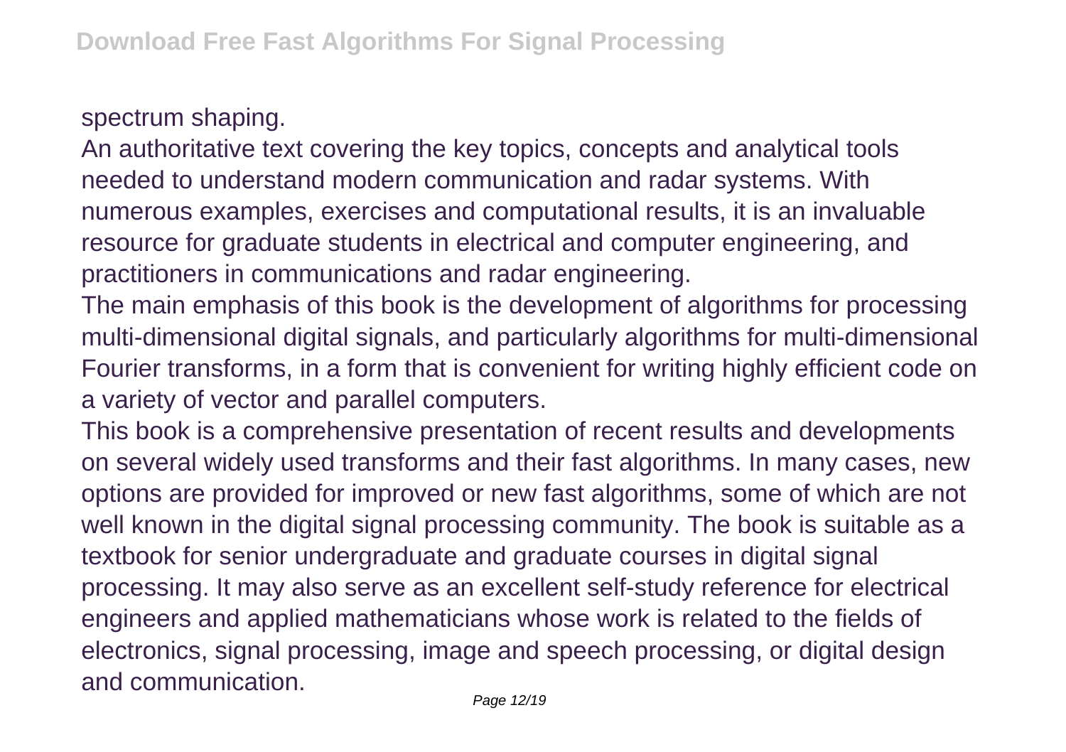spectrum shaping.

An authoritative text covering the key topics, concepts and analytical tools needed to understand modern communication and radar systems. With numerous examples, exercises and computational results, it is an invaluable resource for graduate students in electrical and computer engineering, and practitioners in communications and radar engineering.

The main emphasis of this book is the development of algorithms for processing multi-dimensional digital signals, and particularly algorithms for multi-dimensional Fourier transforms, in a form that is convenient for writing highly efficient code on a variety of vector and parallel computers.

This book is a comprehensive presentation of recent results and developments on several widely used transforms and their fast algorithms. In many cases, new options are provided for improved or new fast algorithms, some of which are not well known in the digital signal processing community. The book is suitable as a textbook for senior undergraduate and graduate courses in digital signal processing. It may also serve as an excellent self-study reference for electrical engineers and applied mathematicians whose work is related to the fields of electronics, signal processing, image and speech processing, or digital design and communication.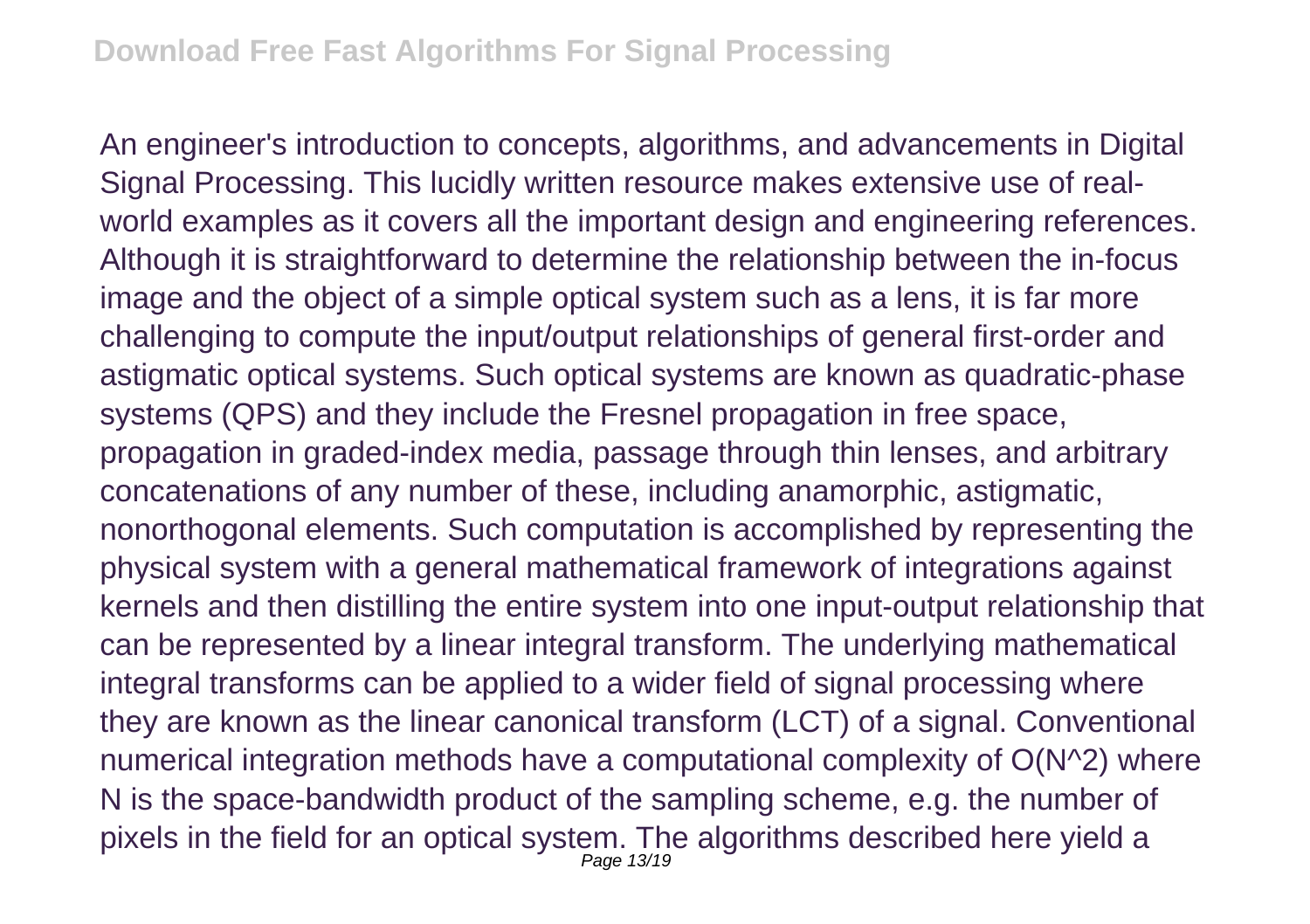An engineer's introduction to concepts, algorithms, and advancements in Digital Signal Processing. This lucidly written resource makes extensive use of real-world examples as it covers all the important design and engineering references. Although it is straightforward to determine the relationship between the in-focus image and the object of a simple optical system such as a lens, it is far more challenging to compute the input/output relationships of general first-order and astigmatic optical systems. Such optical systems are known as quadratic-phase systems (QPS) and they include the Fresnel propagation in free space, propagation in graded-index media, passage through thin lenses, and arbitrary concatenations of any number of these, including anamorphic, astigmatic, nonorthogonal elements. Such computation is accomplished by representing the physical system with a general mathematical framework of integrations against kernels and then distilling the entire system into one input-output relationship that can be represented by a linear integral transform. The underlying mathematical integral transforms can be applied to a wider field of signal processing where they are known as the linear canonical transform (LCT) of a signal. Conventional numerical integration methods have a computational complexity of $O(N^2)$ where N is the space-bandwidth product of the sampling scheme, e.g. the number of pixels in the field for an optical system. The algorithms described here yield a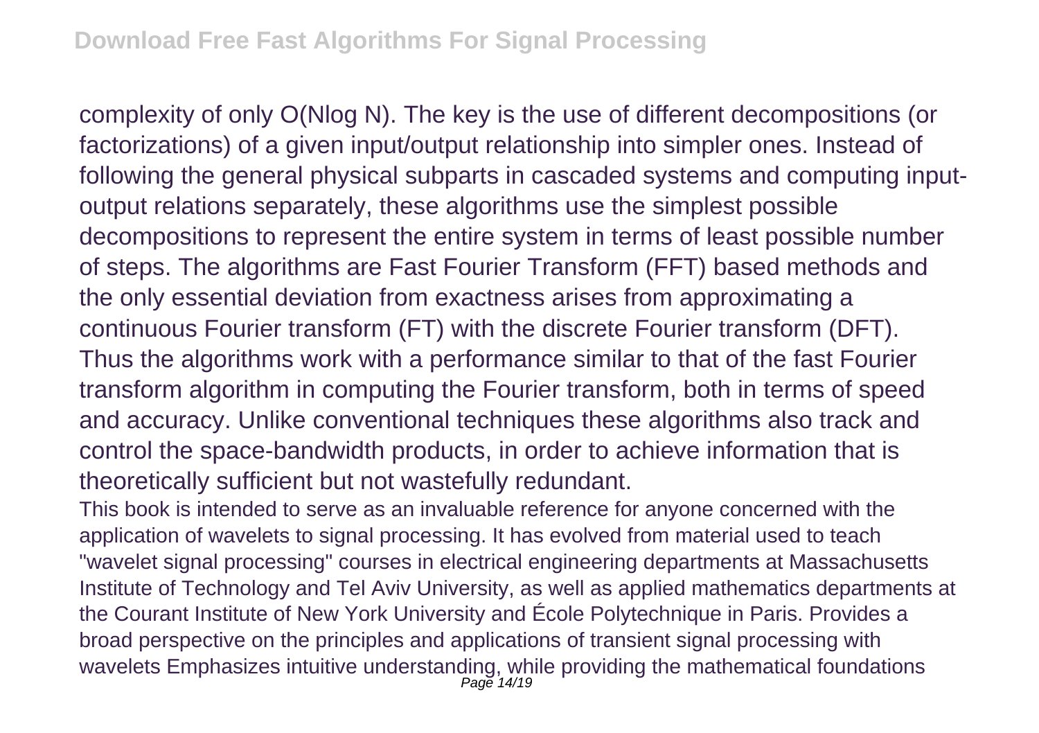complexity of only $O(N\log N)$. The key is the use of different decompositions (or factorizations) of a given input/output relationship into simpler ones. Instead of following the general physical subparts in cascaded systems and computing input-output relations separately, these algorithms use the simplest possible decompositions to represent the entire system in terms of least possible number of steps. The algorithms are Fast Fourier Transform (FFT) based methods and the only essential deviation from exactness arises from approximating a continuous Fourier transform (FT) with the discrete Fourier transform (DFT). Thus the algorithms work with a performance similar to that of the fast Fourier transform algorithm in computing the Fourier transform, both in terms of speed and accuracy. Unlike conventional techniques these algorithms also track and control the space-bandwidth products, in order to achieve information that is theoretically sufficient but not wastefully redundant.

This book is intended to serve as an invaluable reference for anyone concerned with the application of wavelets to signal processing. It has evolved from material used to teach "wavelet signal processing" courses in electrical engineering departments at Massachusetts Institute of Technology and Tel Aviv University, as well as applied mathematics departments at the Courant Institute of New York University and École Polytechnique in Paris. Provides a broad perspective on the principles and applications of transient signal processing with wavelets Emphasizes intuitive understanding, while providing the mathematical foundations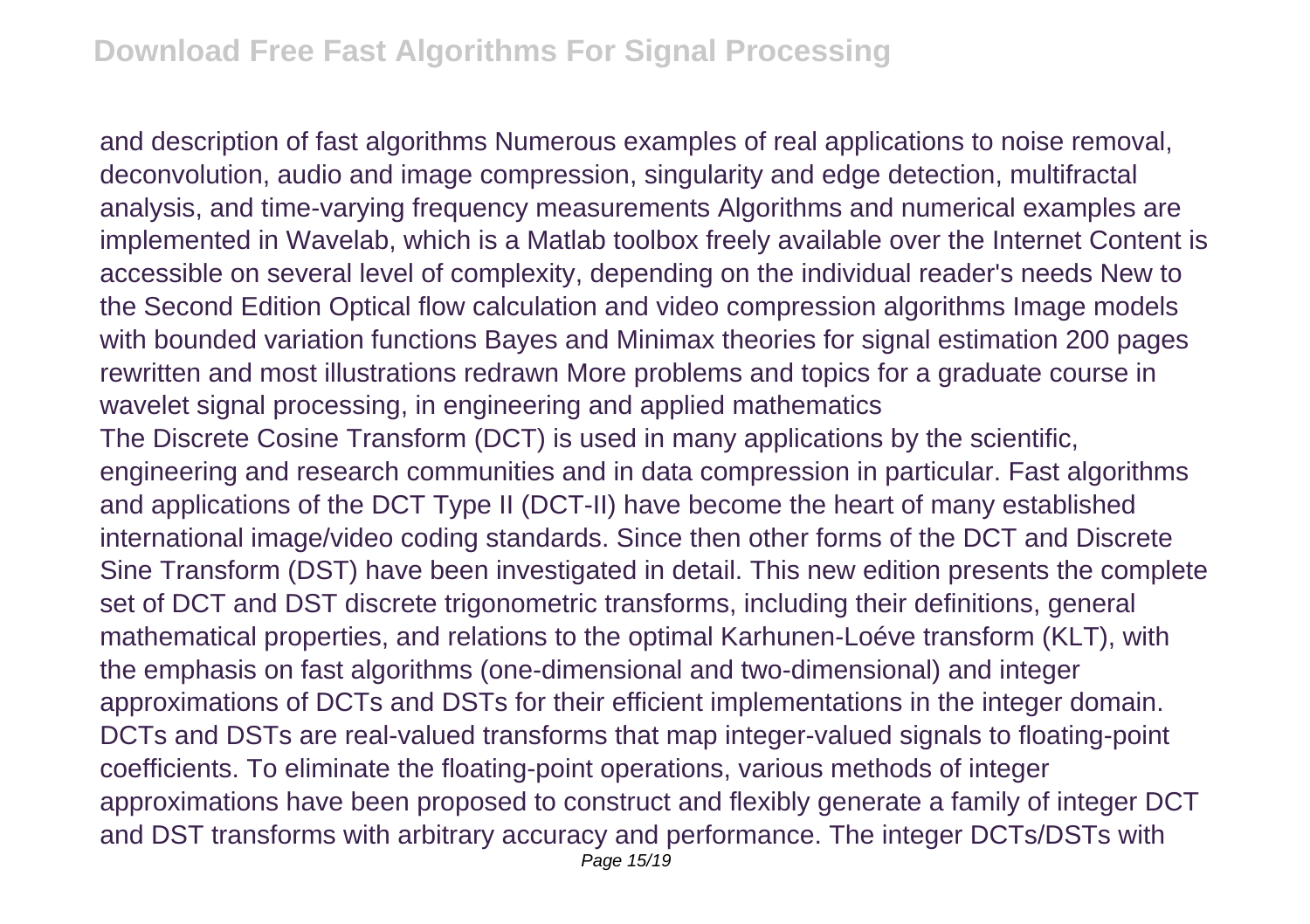and description of fast algorithms Numerous examples of real applications to noise removal, deconvolution, audio and image compression, singularity and edge detection, multifractal analysis, and time-varying frequency measurements Algorithms and numerical examples are implemented in Wavelab, which is a Matlab toolbox freely available over the Internet Content is accessible on several level of complexity, depending on the individual reader's needs New to the Second Edition Optical flow calculation and video compression algorithms Image models with bounded variation functions Bayes and Minimax theories for signal estimation 200 pages rewritten and most illustrations redrawn More problems and topics for a graduate course in wavelet signal processing, in engineering and applied mathematics

The Discrete Cosine Transform (DCT) is used in many applications by the scientific, engineering and research communities and in data compression in particular. Fast algorithms and applications of the DCT Type II (DCT-II) have become the heart of many established international image/video coding standards. Since then other forms of the DCT and Discrete Sine Transform (DST) have been investigated in detail. This new edition presents the complete set of DCT and DST discrete trigonometric transforms, including their definitions, general mathematical properties, and relations to the optimal Karhunen-Loéve transform (KLT), with the emphasis on fast algorithms (one-dimensional and two-dimensional) and integer approximations of DCTs and DSTs for their efficient implementations in the integer domain. DCTs and DSTs are real-valued transforms that map integer-valued signals to floating-point coefficients. To eliminate the floating-point operations, various methods of integer approximations have been proposed to construct and flexibly generate a family of integer DCT and DST transforms with arbitrary accuracy and performance. The integer DCTs/DSTs with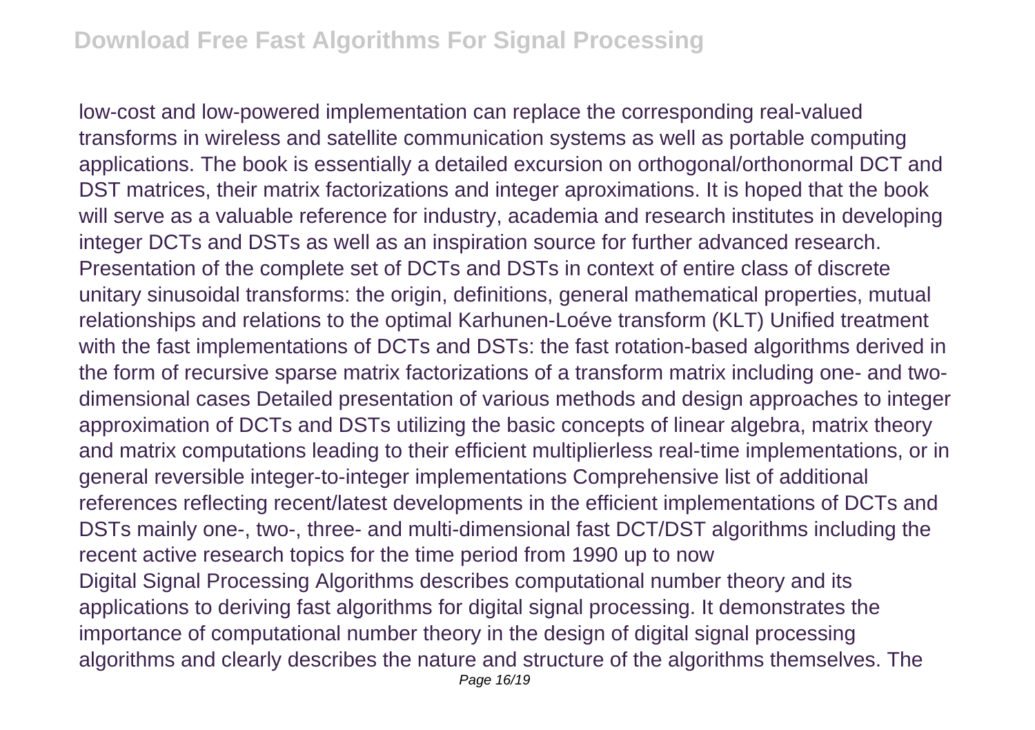low-cost and low-powered implementation can replace the corresponding real-valued transforms in wireless and satellite communication systems as well as portable computing applications. The book is essentially a detailed excursion on orthogonal/orthonormal DCT and DST matrices, their matrix factorizations and integer aproximations. It is hoped that the book will serve as a valuable reference for industry, academia and research institutes in developing integer DCTs and DSTs as well as an inspiration source for further advanced research. Presentation of the complete set of DCTs and DSTs in context of entire class of discrete unitary sinusoidal transforms: the origin, definitions, general mathematical properties, mutual relationships and relations to the optimal Karhunen-Loéve transform (KLT) Unified treatment with the fast implementations of DCTs and DSTs: the fast rotation-based algorithms derived in the form of recursive sparse matrix factorizations of a transform matrix including one- and two-dimensional cases Detailed presentation of various methods and design approaches to integer approximation of DCTs and DSTs utilizing the basic concepts of linear algebra, matrix theory and matrix computations leading to their efficient multiplierless real-time implementations, or in general reversible integer-to-integer implementations Comprehensive list of additional references reflecting recent/latest developments in the efficient implementations of DCTs and DSTs mainly one-, two-, three- and multi-dimensional fast DCT/DST algorithms including the recent active research topics for the time period from 1990 up to now

Digital Signal Processing Algorithms describes computational number theory and its applications to deriving fast algorithms for digital signal processing. It demonstrates the importance of computational number theory in the design of digital signal processing algorithms and clearly describes the nature and structure of the algorithms themselves. The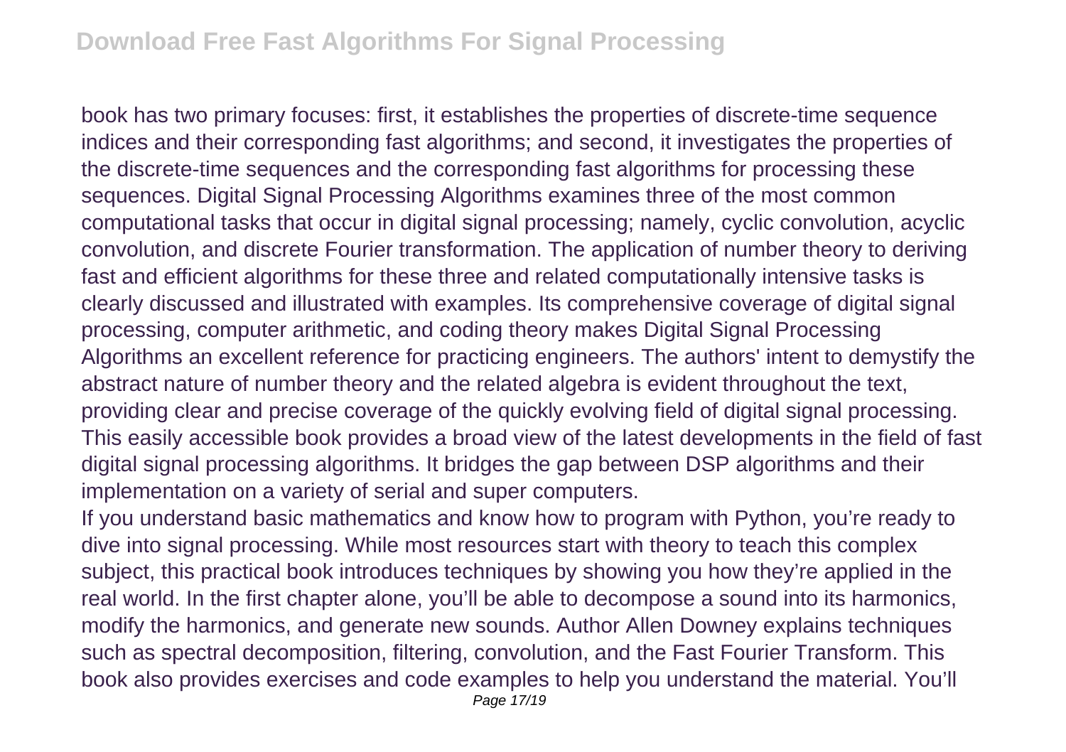book has two primary focuses: first, it establishes the properties of discrete-time sequence indices and their corresponding fast algorithms; and second, it investigates the properties of the discrete-time sequences and the corresponding fast algorithms for processing these sequences. Digital Signal Processing Algorithms examines three of the most common computational tasks that occur in digital signal processing; namely, cyclic convolution, acyclic convolution, and discrete Fourier transformation. The application of number theory to deriving fast and efficient algorithms for these three and related computationally intensive tasks is clearly discussed and illustrated with examples. Its comprehensive coverage of digital signal processing, computer arithmetic, and coding theory makes Digital Signal Processing Algorithms an excellent reference for practicing engineers. The authors' intent to demystify the abstract nature of number theory and the related algebra is evident throughout the text, providing clear and precise coverage of the quickly evolving field of digital signal processing. This easily accessible book provides a broad view of the latest developments in the field of fast digital signal processing algorithms. It bridges the gap between DSP algorithms and their implementation on a variety of serial and super computers.

If you understand basic mathematics and know how to program with Python, you're ready to dive into signal processing. While most resources start with theory to teach this complex subject, this practical book introduces techniques by showing you how they're applied in the real world. In the first chapter alone, you'll be able to decompose a sound into its harmonics, modify the harmonics, and generate new sounds. Author Allen Downey explains techniques such as spectral decomposition, filtering, convolution, and the Fast Fourier Transform. This book also provides exercises and code examples to help you understand the material. You'll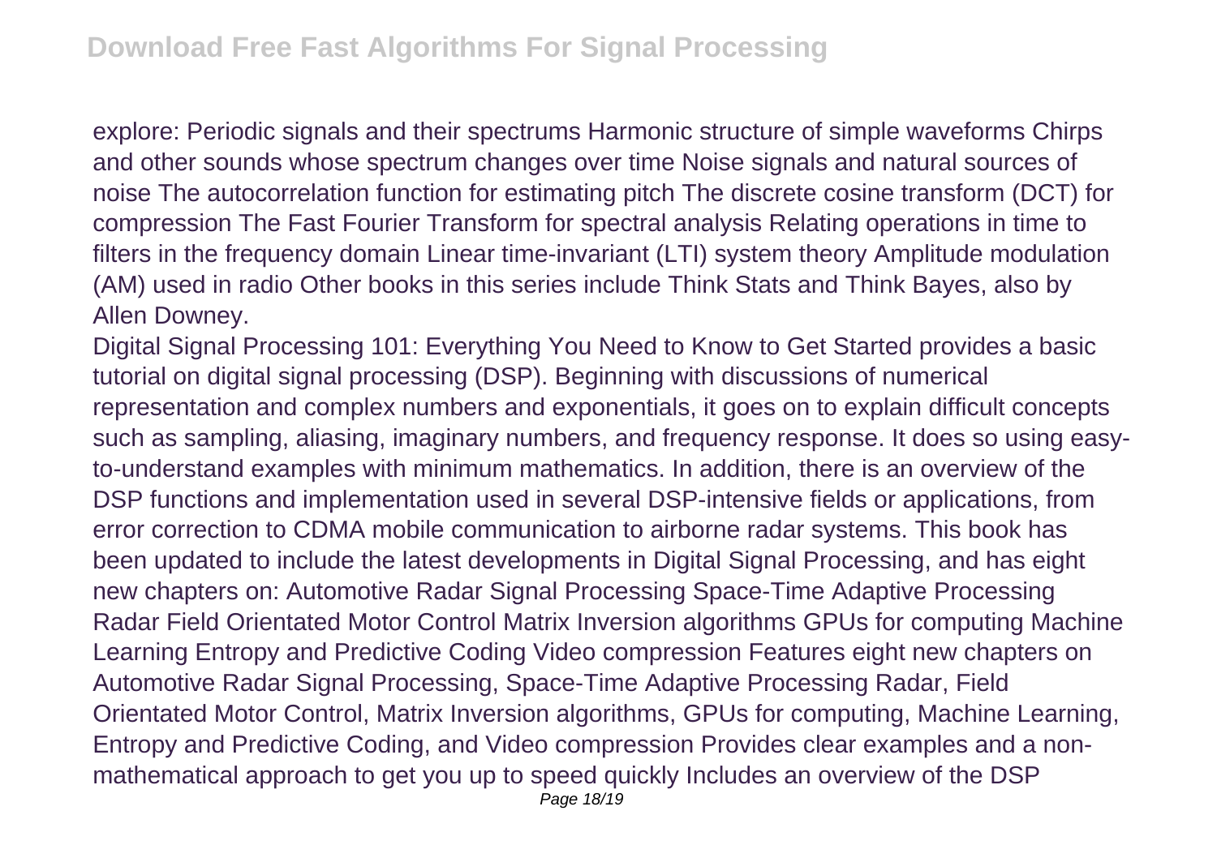explore: Periodic signals and their spectrums Harmonic structure of simple waveforms Chirps and other sounds whose spectrum changes over time Noise signals and natural sources of noise The autocorrelation function for estimating pitch The discrete cosine transform (DCT) for compression The Fast Fourier Transform for spectral analysis Relating operations in time to filters in the frequency domain Linear time-invariant (LTI) system theory Amplitude modulation (AM) used in radio Other books in this series include Think Stats and Think Bayes, also by Allen Downey.

Digital Signal Processing 101: Everything You Need to Know to Get Started provides a basic tutorial on digital signal processing (DSP). Beginning with discussions of numerical representation and complex numbers and exponentials, it goes on to explain difficult concepts such as sampling, aliasing, imaginary numbers, and frequency response. It does so using easy-to-understand examples with minimum mathematics. In addition, there is an overview of the DSP functions and implementation used in several DSP-intensive fields or applications, from error correction to CDMA mobile communication to airborne radar systems. This book has been updated to include the latest developments in Digital Signal Processing, and has eight new chapters on: Automotive Radar Signal Processing Space-Time Adaptive Processing Radar Field Orientated Motor Control Matrix Inversion algorithms GPUs for computing Machine Learning Entropy and Predictive Coding Video compression Features eight new chapters on Automotive Radar Signal Processing, Space-Time Adaptive Processing Radar, Field Orientated Motor Control, Matrix Inversion algorithms, GPUs for computing, Machine Learning, Entropy and Predictive Coding, and Video compression Provides clear examples and a non-mathematical approach to get you up to speed quickly Includes an overview of the DSP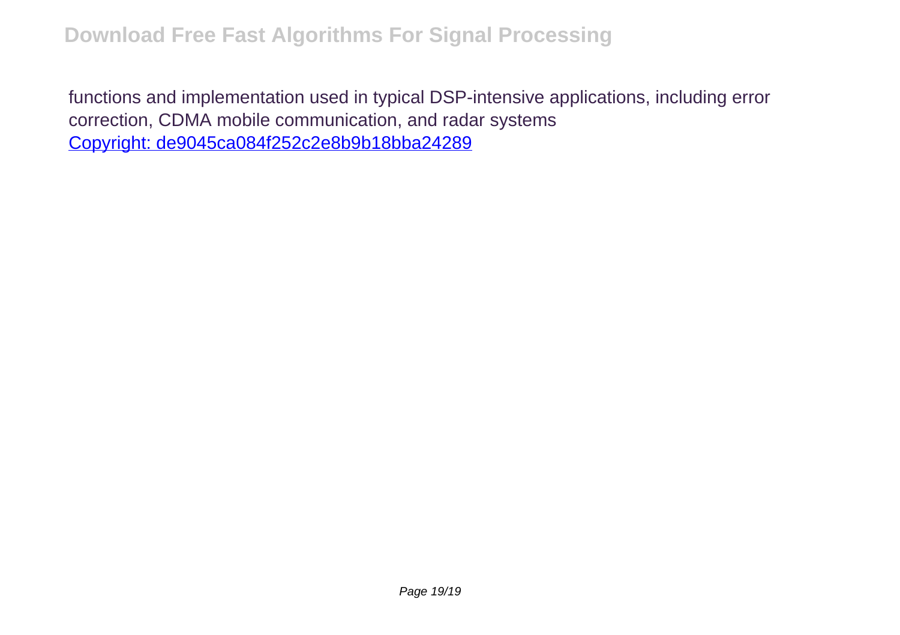functions and implementation used in typical DSP-intensive applications, including error correction, CDMA mobile communication, and radar systems
Copyright: de9045ca084f252c2e8b9b18bba24289